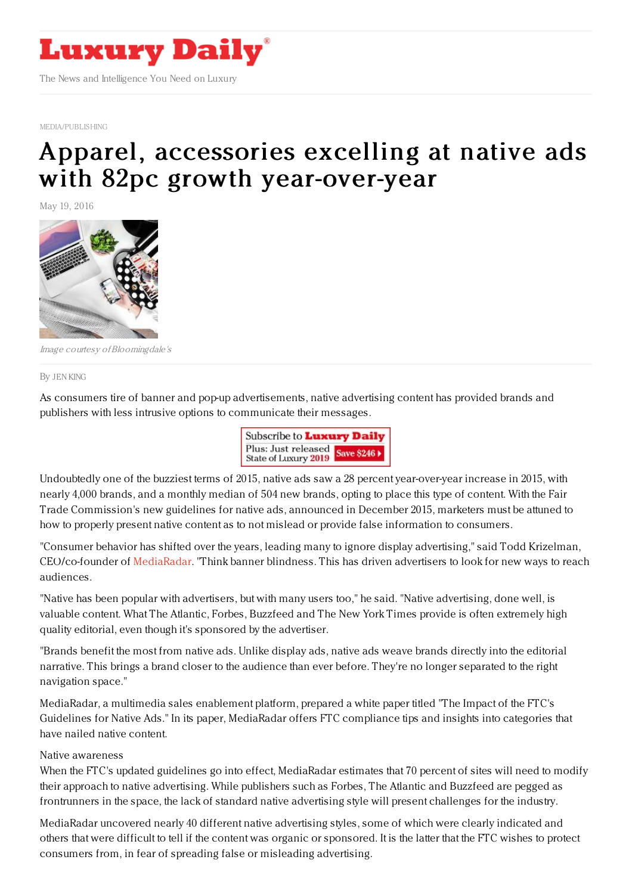# Luxury Daily

The News and Intelligence You Need on Luxury

MEDIA/PUBLISHING

# Apparel, accessories excelling at native ads with 82pc growth year-over-year

May 19, 2016

*Image courtesy of Bloomingdale's*

By JEN KING

As consumers tire of banner and pop-up advertisements, native advertising content has provided brands and publishers with less intrusive options to communicate their messages.

Undoubtedly one of the buzziest terms of 2015, native ads saw a 28 percent year-over-year increase in 2015, with nearly 4,000 brands, and a monthly median of 504 new brands, opting to place this type of content. With the Fair Trade Commission's new guidelines for native ads, announced in December 2015, marketers must be attuned to how to properly present native content as to not mislead or provide false information to consumers.

"Consumer behavior has shifted over the years, leading many to ignore display advertising," said Todd Krizelman, CEO/co-founder of MediaRadar. "Think banner blindness. This has driven advertisers to look for new ways to reach audiences.

"Native has been popular with advertisers, but with many users too," he said. "Native advertising, done well, is valuable content. What The Atlantic, Forbes, Buzzfeed and The New York Times provide is often extremely high quality editorial, even though it's sponsored by the advertiser.

"Brands benefit the most from native ads. Unlike display ads, native ads weave brands directly into the editorial narrative. This brings a brand closer to the audience than ever before. They're no longer separated to the right navigation space."

MediaRadar, a multimedia sales enablement platform, prepared a white paper titled "The Impact of the FTC's Guidelines for Native Ads." In its paper, MediaRadar offers FTC compliance tips and insights into categories that have nailed native content.

Native awareness

When the FTC's updated guidelines go into effect, MediaRadar estimates that 70 percent of sites will need to modify their approach to native advertising. While publishers such as Forbes, The Atlantic and Buzzfeed are pegged as frontrunners in the space, the lack of standard native advertising style will present challenges for the industry.

MediaRadar uncovered nearly 40 different native advertising styles, some of which were clearly indicated and others that were difficult to tell if the content was organic or sponsored. It is the latter that the FTC wishes to protect consumers from, in fear of spreading false or misleading advertising.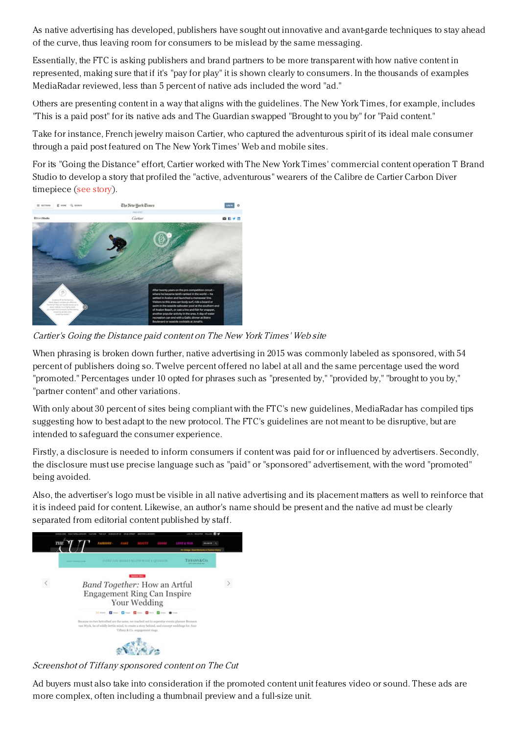As native advertising has developed, publishers have sought out innovative and avant-garde techniques to stay ahead of the curve, thus leaving room for consumers to be mislead by the same messaging.

Essentially, the FTC is asking publishers and brand partners to be more transparent with how native content in represented, making sure that if it's "pay for play" it is shown clearly to consumers. In the thousands of examples MediaRadar reviewed, less than 5 percent of native ads included the word "ad."

Others are presenting content in a way that aligns with the guidelines. The New York Times, for example, includes "This is a paid post" for its native ads and The Guardian swapped "Brought to you by" for "Paid content."

Take for instance, French jewelry maison Cartier, who captured the adventurous spirit of its ideal male consumer through a paid post featured on The New York Times' Web and mobile sites.

For its "Going the Distance" effort, Cartier worked with The New York Times' commercial content operation T Brand Studio to develop a story that profiled the "active, adventurous" wearers of the Calibre de Cartier Carbon Diver timepiece (see story).

*Cartier's Going the Distance paid content on The New York Times' Web site*

When phrasing is broken down further, native advertising in 2015 was commonly labeled as sponsored, with 54 percent of publishers doing so. Twelve percent offered no label at all and the same percentage used the word "promoted." Percentages under 10 opted for phrases such as "presented by," "provided by," "brought to you by," "partner content" and other variations.

With only about 30 percent of sites being compliant with the FTC's new guidelines, MediaRadar has compiled tips suggesting how to best adapt to the new protocol. The FTC's guidelines are not meant to be disruptive, but are intended to safeguard the consumer experience.

Firstly, a disclosure is needed to inform consumers if content was paid for or influenced by advertisers. Secondly, the disclosure must use precise language such as "paid" or "sponsored" advertisement, with the word "promoted" being avoided.

Also, the advertiser's logo must be visible in all native advertising and its placement matters as well to reinforce that it is indeed paid for content. Likewise, an author's name should be present and the native ad must be clearly separated from editorial content published by staff.

*Screenshot of Tiffany sponsored content on The Cut*

Ad buyers must also take into consideration if the promoted content unit features video or sound. These ads are more complex, often including a thumbnail preview and a full-size unit.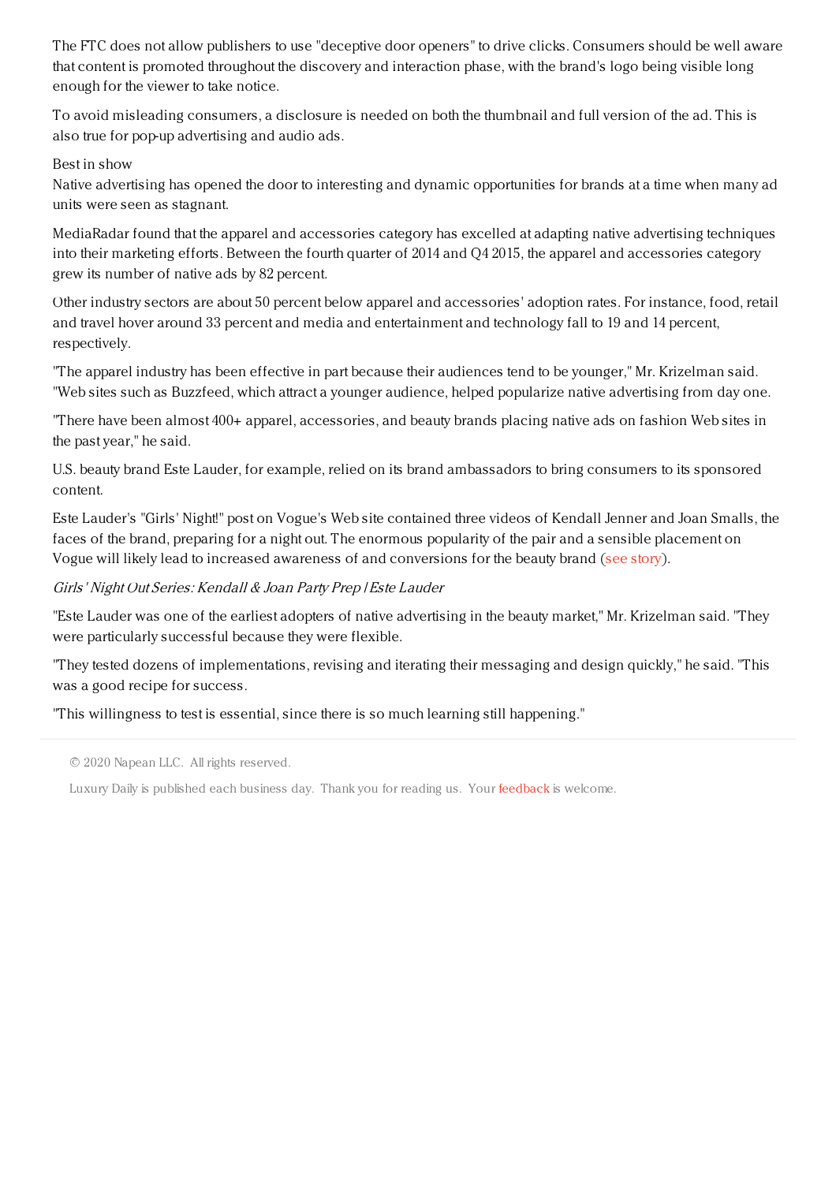The FTC does not allow publishers to use "deceptive door openers" to drive clicks. Consumers should be well aware that content is promoted throughout the discovery and interaction phase, with the brand's logo being visible long enough for the viewer to take notice.

To avoid misleading consumers, a disclosure is needed on both the thumbnail and full version of the ad. This is also true for pop-up advertising and audio ads.

Best in show

Native advertising has opened the door to interesting and dynamic opportunities for brands at a time when many ad units were seen as stagnant.

MediaRadar found that the apparel and accessories category has excelled at adapting native advertising techniques into their marketing efforts. Between the fourth quarter of 2014 and Q4 2015, the apparel and accessories category grew its number of native ads by 82 percent.

Other industry sectors are about 50 percent below apparel and accessories' adoption rates. For instance, food, retail and travel hover around 33 percent and media and entertainment and technology fall to 19 and 14 percent, respectively.

"The apparel industry has been effective in part because their audiences tend to be younger," Mr. Krizelman said. "Web sites such as Buzzfeed, which attract a younger audience, helped popularize native advertising from day one.

"There have been almost 400+ apparel, accessories, and beauty brands placing native ads on fashion Web sites in the past year," he said.

U.S. beauty brand Este Lauder, for example, relied on its brand ambassadors to bring consumers to its sponsored content.

Este Lauder's "Girls' Night!" post on Vogue's Web site contained three videos of Kendall Jenner and Joan Smalls, the faces of the brand, preparing for a night out. The enormous popularity of the pair and a sensible placement on Vogue will likely lead to increased awareness of and conversions for the beauty brand (see story).

*Girls' Night Out Series: Kendall & Joan Party Prep | Este Lauder*

"Este Lauder was one of the earliest adopters of native advertising in the beauty market," Mr. Krizelman said. "They were particularly successful because they were flexible.

"They tested dozens of implementations, revising and iterating their messaging and design quickly," he said. "This was a good recipe for success.

"This willingness to test is essential, since there is so much learning still happening."

© 2020 Napean LLC. All rights reserved.

Luxury Daily is published each business day. Thank you for reading us. Your feedback is welcome.